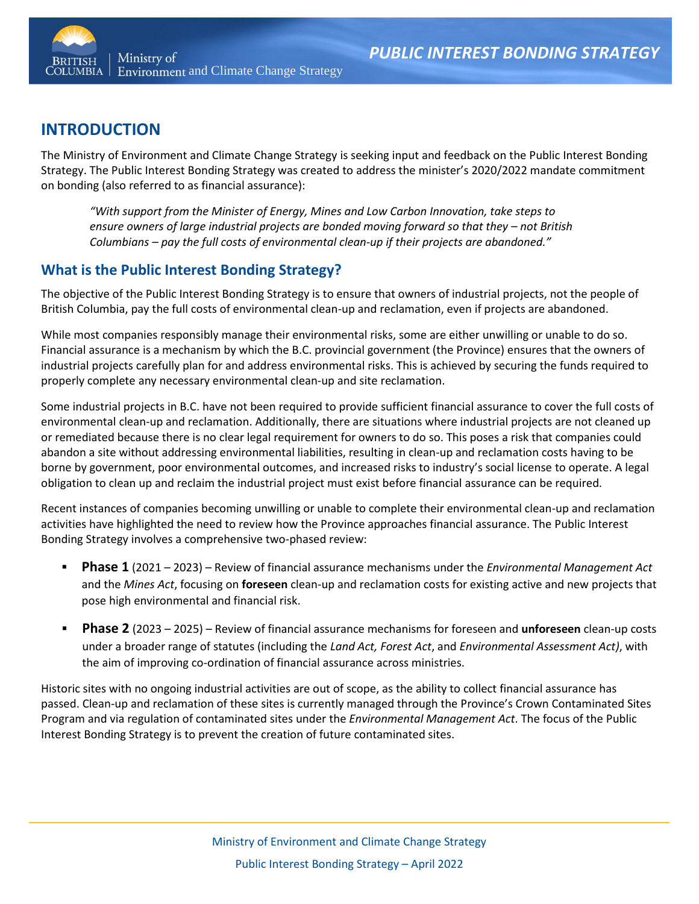# INTRODUCTION

The Ministry of Environment and Climate Change Strategy is seeking input and feedback on the Public Interest Bonding Strategy. The Public Interest Bonding Strategy was created to address the minister's 2020/2022 mandate commitment on bonding (also referred to as financial assurance):

> *"With support from the Minister of Energy, Mines and Low Carbon Innovation, take steps to ensure owners of large industrial projects are bonded moving forward so that they – not British Columbians – pay the full costs of environmental clean-up if their projects are abandoned."*

## What is the Public Interest Bonding Strategy?

The objective of the Public Interest Bonding Strategy is to ensure that owners of industrial projects, not the people of British Columbia, pay the full costs of environmental clean-up and reclamation, even if projects are abandoned.

While most companies responsibly manage their environmental risks, some are either unwilling or unable to do so. Financial assurance is a mechanism by which the B.C. provincial government (the Province) ensures that the owners of industrial projects carefully plan for and address environmental risks. This is achieved by securing the funds required to properly complete any necessary environmental clean-up and site reclamation.

Some industrial projects in B.C. have not been required to provide sufficient financial assurance to cover the full costs of environmental clean-up and reclamation. Additionally, there are situations where industrial projects are not cleaned up or remediated because there is no clear legal requirement for owners to do so. This poses a risk that companies could abandon a site without addressing environmental liabilities, resulting in clean-up and reclamation costs having to be borne by government, poor environmental outcomes, and increased risks to industry's social license to operate. A legal obligation to clean up and reclaim the industrial project must exist before financial assurance can be required.

Recent instances of companies becoming unwilling or unable to complete their environmental clean-up and reclamation activities have highlighted the need to review how the Province approaches financial assurance. The Public Interest Bonding Strategy involves a comprehensive two-phased review:

- **Phase 1** (2021 – 2023) – Review of financial assurance mechanisms under the *Environmental Management Act* and the *Mines Act*, focusing on **foreseen** clean-up and reclamation costs for existing active and new projects that pose high environmental and financial risk.
- **Phase 2** (2023 – 2025) – Review of financial assurance mechanisms for foreseen and **unforeseen** clean-up costs under a broader range of statutes (including the *Land Act, Forest Act*, and *Environmental Assessment Act)*, with the aim of improving co-ordination of financial assurance across ministries.

Historic sites with no ongoing industrial activities are out of scope, as the ability to collect financial assurance has passed. Clean-up and reclamation of these sites is currently managed through the Province's Crown Contaminated Sites Program and via regulation of contaminated sites under the *Environmental Management Act*. The focus of the Public Interest Bonding Strategy is to prevent the creation of future contaminated sites.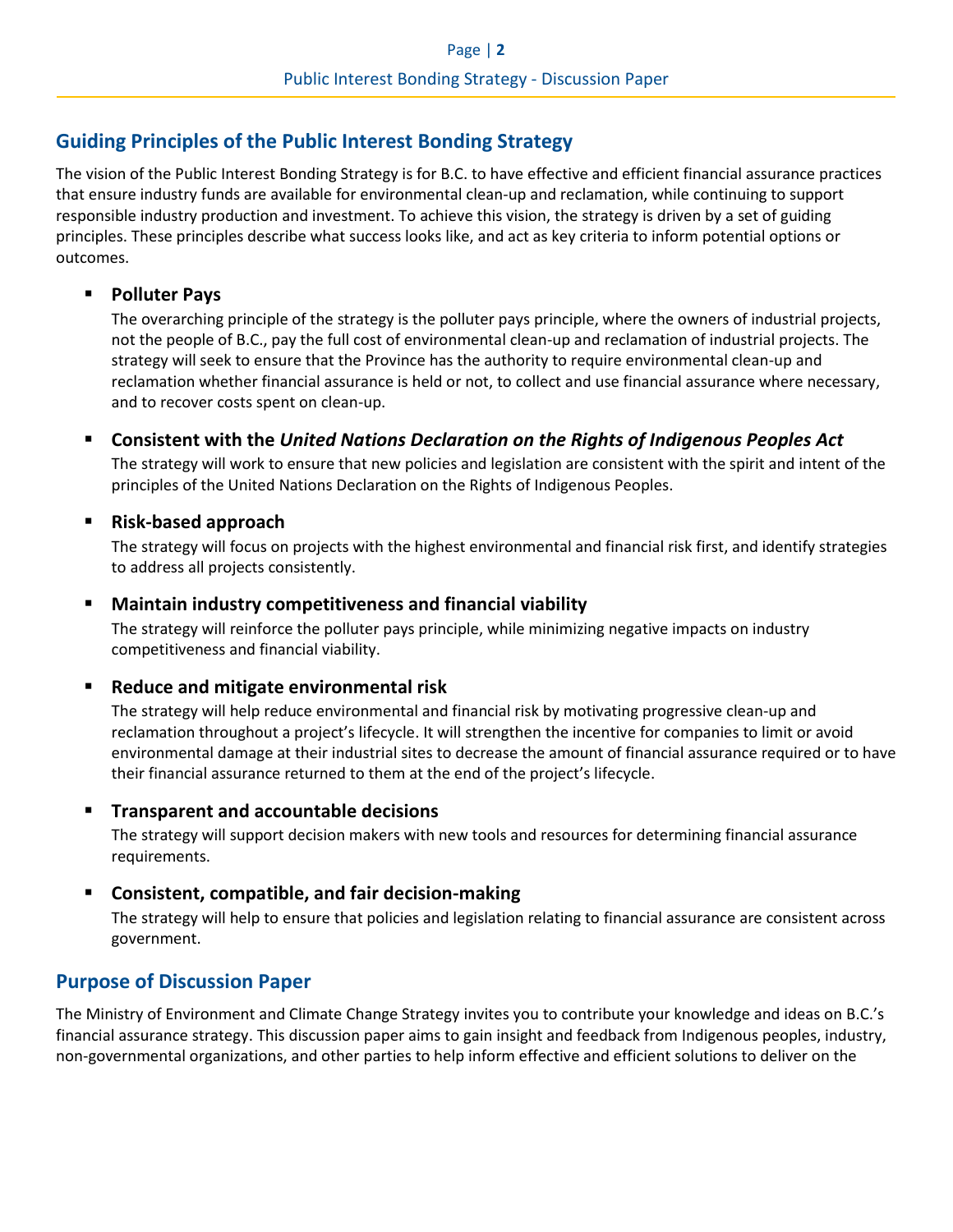## Guiding Principles of the Public Interest Bonding Strategy

The vision of the Public Interest Bonding Strategy is for B.C. to have effective and efficient financial assurance practices that ensure industry funds are available for environmental clean-up and reclamation, while continuing to support responsible industry production and investment. To achieve this vision, the strategy is driven by a set of guiding principles. These principles describe what success looks like, and act as key criteria to inform potential options or outcomes.

- **Polluter Pays**

  The overarching principle of the strategy is the polluter pays principle, where the owners of industrial projects, not the people of B.C., pay the full cost of environmental clean-up and reclamation of industrial projects. The strategy will seek to ensure that the Province has the authority to require environmental clean-up and reclamation whether financial assurance is held or not, to collect and use financial assurance where necessary, and to recover costs spent on clean-up.

- **Consistent with the *United Nations Declaration on the Rights of Indigenous Peoples Act***

  The strategy will work to ensure that new policies and legislation are consistent with the spirit and intent of the principles of the United Nations Declaration on the Rights of Indigenous Peoples.

- **Risk-based approach**

  The strategy will focus on projects with the highest environmental and financial risk first, and identify strategies to address all projects consistently.

- **Maintain industry competitiveness and financial viability**

  The strategy will reinforce the polluter pays principle, while minimizing negative impacts on industry competitiveness and financial viability.

- **Reduce and mitigate environmental risk**

  The strategy will help reduce environmental and financial risk by motivating progressive clean-up and reclamation throughout a project's lifecycle. It will strengthen the incentive for companies to limit or avoid environmental damage at their industrial sites to decrease the amount of financial assurance required or to have their financial assurance returned to them at the end of the project's lifecycle.

- **Transparent and accountable decisions**

  The strategy will support decision makers with new tools and resources for determining financial assurance requirements.

- **Consistent, compatible, and fair decision-making**

  The strategy will help to ensure that policies and legislation relating to financial assurance are consistent across government.

## Purpose of Discussion Paper

The Ministry of Environment and Climate Change Strategy invites you to contribute your knowledge and ideas on B.C.'s financial assurance strategy. This discussion paper aims to gain insight and feedback from Indigenous peoples, industry, non-governmental organizations, and other parties to help inform effective and efficient solutions to deliver on the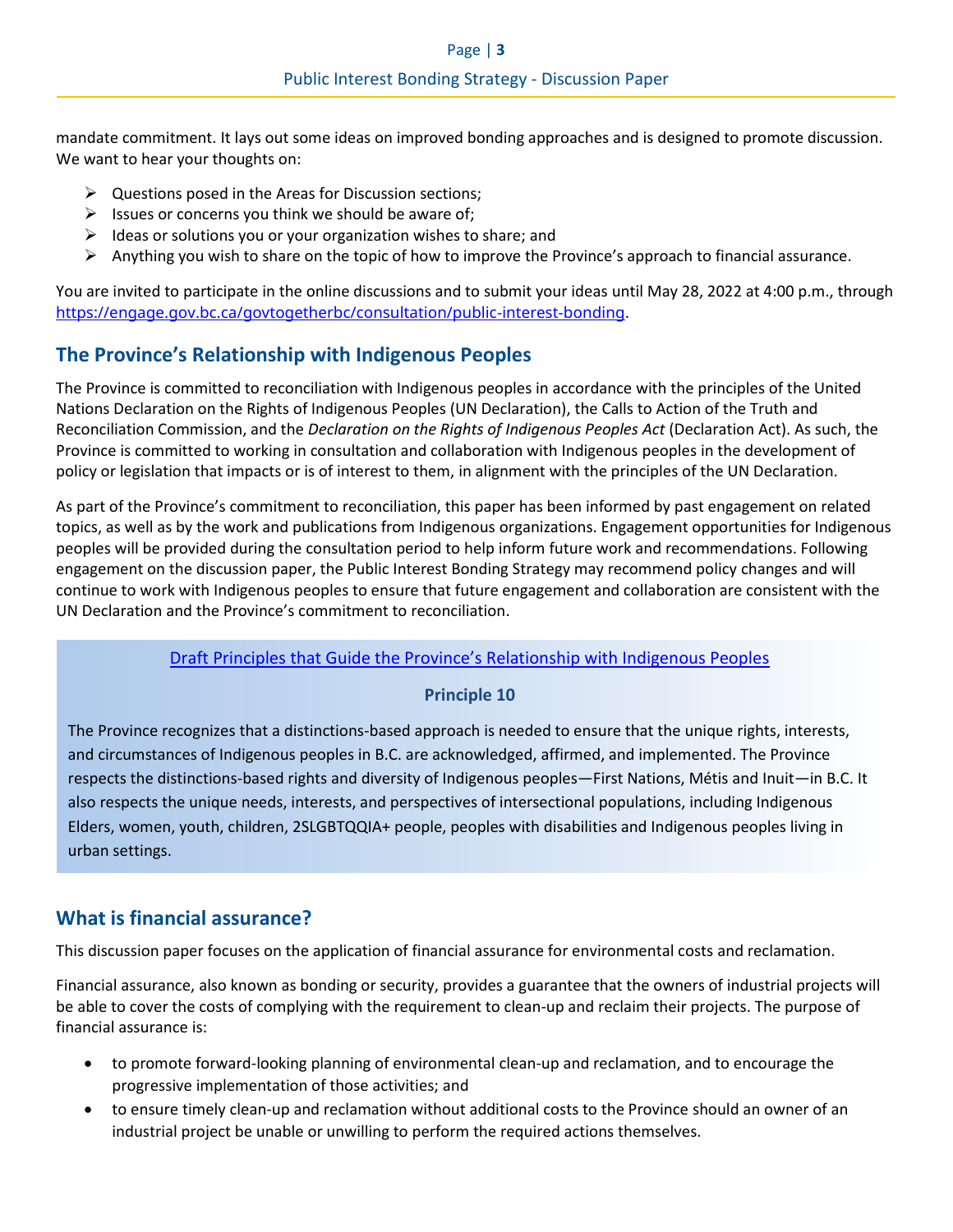mandate commitment. It lays out some ideas on improved bonding approaches and is designed to promote discussion. We want to hear your thoughts on:

- Questions posed in the Areas for Discussion sections;
- Issues or concerns you think we should be aware of;
- Ideas or solutions you or your organization wishes to share; and
- Anything you wish to share on the topic of how to improve the Province's approach to financial assurance.

You are invited to participate in the online discussions and to submit your ideas until May 28, 2022 at 4:00 p.m., through [https://engage.gov.bc.ca/govtogetherbc/consultation/public-interest-bonding](https://engage.gov.bc.ca/govtogetherbc/consultation/public-interest-bonding).

## The Province's Relationship with Indigenous Peoples

The Province is committed to reconciliation with Indigenous peoples in accordance with the principles of the United Nations Declaration on the Rights of Indigenous Peoples (UN Declaration), the Calls to Action of the Truth and Reconciliation Commission, and the *Declaration on the Rights of Indigenous Peoples Act* (Declaration Act). As such, the Province is committed to working in consultation and collaboration with Indigenous peoples in the development of policy or legislation that impacts or is of interest to them, in alignment with the principles of the UN Declaration.

As part of the Province's commitment to reconciliation, this paper has been informed by past engagement on related topics, as well as by the work and publications from Indigenous organizations. Engagement opportunities for Indigenous peoples will be provided during the consultation period to help inform future work and recommendations. Following engagement on the discussion paper, the Public Interest Bonding Strategy may recommend policy changes and will continue to work with Indigenous peoples to ensure that future engagement and collaboration are consistent with the UN Declaration and the Province's commitment to reconciliation.

> Draft Principles that Guide the Province's Relationship with Indigenous Peoples
>
> **Principle 10**
>
> The Province recognizes that a distinctions-based approach is needed to ensure that the unique rights, interests, and circumstances of Indigenous peoples in B.C. are acknowledged, affirmed, and implemented. The Province respects the distinctions-based rights and diversity of Indigenous peoples—First Nations, Métis and Inuit—in B.C. It also respects the unique needs, interests, and perspectives of intersectional populations, including Indigenous Elders, women, youth, children, 2SLGBTQQIA+ people, peoples with disabilities and Indigenous peoples living in urban settings.

## What is financial assurance?

This discussion paper focuses on the application of financial assurance for environmental costs and reclamation.

Financial assurance, also known as bonding or security, provides a guarantee that the owners of industrial projects will be able to cover the costs of complying with the requirement to clean-up and reclaim their projects. The purpose of financial assurance is:

- to promote forward-looking planning of environmental clean-up and reclamation, and to encourage the progressive implementation of those activities; and
- to ensure timely clean-up and reclamation without additional costs to the Province should an owner of an industrial project be unable or unwilling to perform the required actions themselves.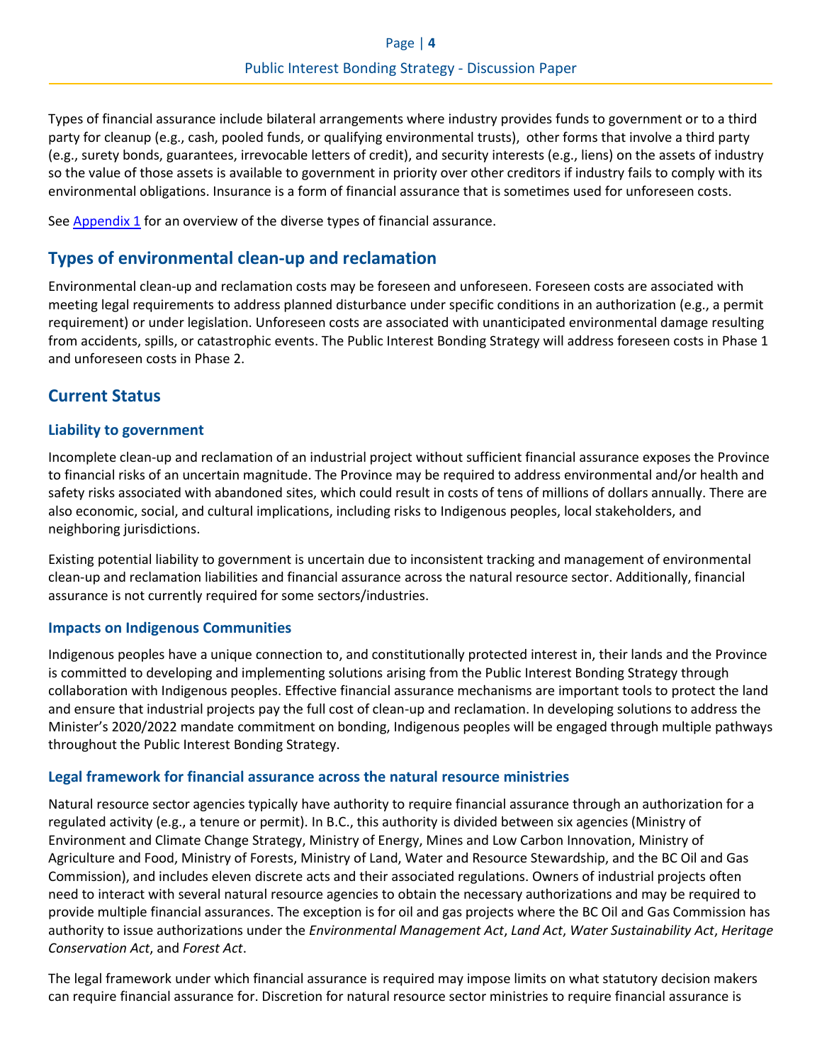Types of financial assurance include bilateral arrangements where industry provides funds to government or to a third party for cleanup (e.g., cash, pooled funds, or qualifying environmental trusts), other forms that involve a third party (e.g., surety bonds, guarantees, irrevocable letters of credit), and security interests (e.g., liens) on the assets of industry so the value of those assets is available to government in priority over other creditors if industry fails to comply with its environmental obligations. Insurance is a form of financial assurance that is sometimes used for unforeseen costs.

See Appendix 1 for an overview of the diverse types of financial assurance.

## Types of environmental clean-up and reclamation

Environmental clean-up and reclamation costs may be foreseen and unforeseen. Foreseen costs are associated with meeting legal requirements to address planned disturbance under specific conditions in an authorization (e.g., a permit requirement) or under legislation. Unforeseen costs are associated with unanticipated environmental damage resulting from accidents, spills, or catastrophic events. The Public Interest Bonding Strategy will address foreseen costs in Phase 1 and unforeseen costs in Phase 2.

## Current Status

### Liability to government

Incomplete clean-up and reclamation of an industrial project without sufficient financial assurance exposes the Province to financial risks of an uncertain magnitude. The Province may be required to address environmental and/or health and safety risks associated with abandoned sites, which could result in costs of tens of millions of dollars annually. There are also economic, social, and cultural implications, including risks to Indigenous peoples, local stakeholders, and neighboring jurisdictions.

Existing potential liability to government is uncertain due to inconsistent tracking and management of environmental clean-up and reclamation liabilities and financial assurance across the natural resource sector. Additionally, financial assurance is not currently required for some sectors/industries.

### Impacts on Indigenous Communities

Indigenous peoples have a unique connection to, and constitutionally protected interest in, their lands and the Province is committed to developing and implementing solutions arising from the Public Interest Bonding Strategy through collaboration with Indigenous peoples. Effective financial assurance mechanisms are important tools to protect the land and ensure that industrial projects pay the full cost of clean-up and reclamation. In developing solutions to address the Minister's 2020/2022 mandate commitment on bonding, Indigenous peoples will be engaged through multiple pathways throughout the Public Interest Bonding Strategy.

### Legal framework for financial assurance across the natural resource ministries

Natural resource sector agencies typically have authority to require financial assurance through an authorization for a regulated activity (e.g., a tenure or permit). In B.C., this authority is divided between six agencies (Ministry of Environment and Climate Change Strategy, Ministry of Energy, Mines and Low Carbon Innovation, Ministry of Agriculture and Food, Ministry of Forests, Ministry of Land, Water and Resource Stewardship, and the BC Oil and Gas Commission), and includes eleven discrete acts and their associated regulations. Owners of industrial projects often need to interact with several natural resource agencies to obtain the necessary authorizations and may be required to provide multiple financial assurances. The exception is for oil and gas projects where the BC Oil and Gas Commission has authority to issue authorizations under the *Environmental Management Act*, *Land Act*, *Water Sustainability Act*, *Heritage Conservation Act*, and *Forest Act*.

The legal framework under which financial assurance is required may impose limits on what statutory decision makers can require financial assurance for. Discretion for natural resource sector ministries to require financial assurance is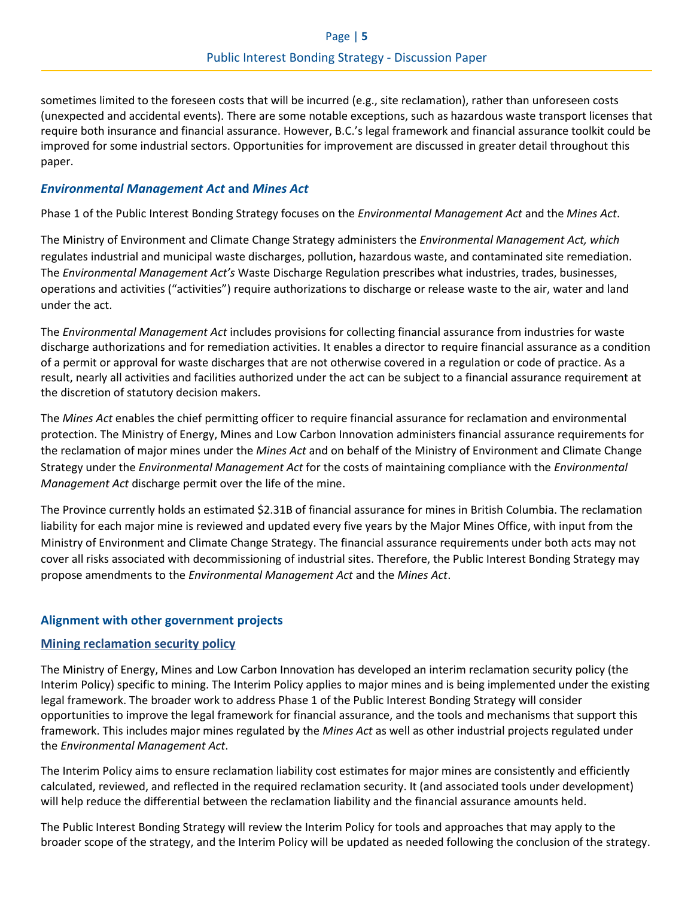sometimes limited to the foreseen costs that will be incurred (e.g., site reclamation), rather than unforeseen costs (unexpected and accidental events). There are some notable exceptions, such as hazardous waste transport licenses that require both insurance and financial assurance. However, B.C.'s legal framework and financial assurance toolkit could be improved for some industrial sectors. Opportunities for improvement are discussed in greater detail throughout this paper.

### *Environmental Management Act* and *Mines Act*

Phase 1 of the Public Interest Bonding Strategy focuses on the *Environmental Management Act* and the *Mines Act*.

The Ministry of Environment and Climate Change Strategy administers the *Environmental Management Act, which* regulates industrial and municipal waste discharges, pollution, hazardous waste, and contaminated site remediation. The *Environmental Management Act's* Waste Discharge Regulation prescribes what industries, trades, businesses, operations and activities ("activities") require authorizations to discharge or release waste to the air, water and land under the act.

The *Environmental Management Act* includes provisions for collecting financial assurance from industries for waste discharge authorizations and for remediation activities. It enables a director to require financial assurance as a condition of a permit or approval for waste discharges that are not otherwise covered in a regulation or code of practice. As a result, nearly all activities and facilities authorized under the act can be subject to a financial assurance requirement at the discretion of statutory decision makers.

The *Mines Act* enables the chief permitting officer to require financial assurance for reclamation and environmental protection. The Ministry of Energy, Mines and Low Carbon Innovation administers financial assurance requirements for the reclamation of major mines under the *Mines Act* and on behalf of the Ministry of Environment and Climate Change Strategy under the *Environmental Management Act* for the costs of maintaining compliance with the *Environmental Management Act* discharge permit over the life of the mine.

The Province currently holds an estimated $2.31B of financial assurance for mines in British Columbia. The reclamation liability for each major mine is reviewed and updated every five years by the Major Mines Office, with input from the Ministry of Environment and Climate Change Strategy. The financial assurance requirements under both acts may not cover all risks associated with decommissioning of industrial sites. Therefore, the Public Interest Bonding Strategy may propose amendments to the *Environmental Management Act* and the *Mines Act*.

### Alignment with other government projects

#### Mining reclamation security policy

The Ministry of Energy, Mines and Low Carbon Innovation has developed an interim reclamation security policy (the Interim Policy) specific to mining. The Interim Policy applies to major mines and is being implemented under the existing legal framework. The broader work to address Phase 1 of the Public Interest Bonding Strategy will consider opportunities to improve the legal framework for financial assurance, and the tools and mechanisms that support this framework. This includes major mines regulated by the *Mines Act* as well as other industrial projects regulated under the *Environmental Management Act*.

The Interim Policy aims to ensure reclamation liability cost estimates for major mines are consistently and efficiently calculated, reviewed, and reflected in the required reclamation security. It (and associated tools under development) will help reduce the differential between the reclamation liability and the financial assurance amounts held.

The Public Interest Bonding Strategy will review the Interim Policy for tools and approaches that may apply to the broader scope of the strategy, and the Interim Policy will be updated as needed following the conclusion of the strategy.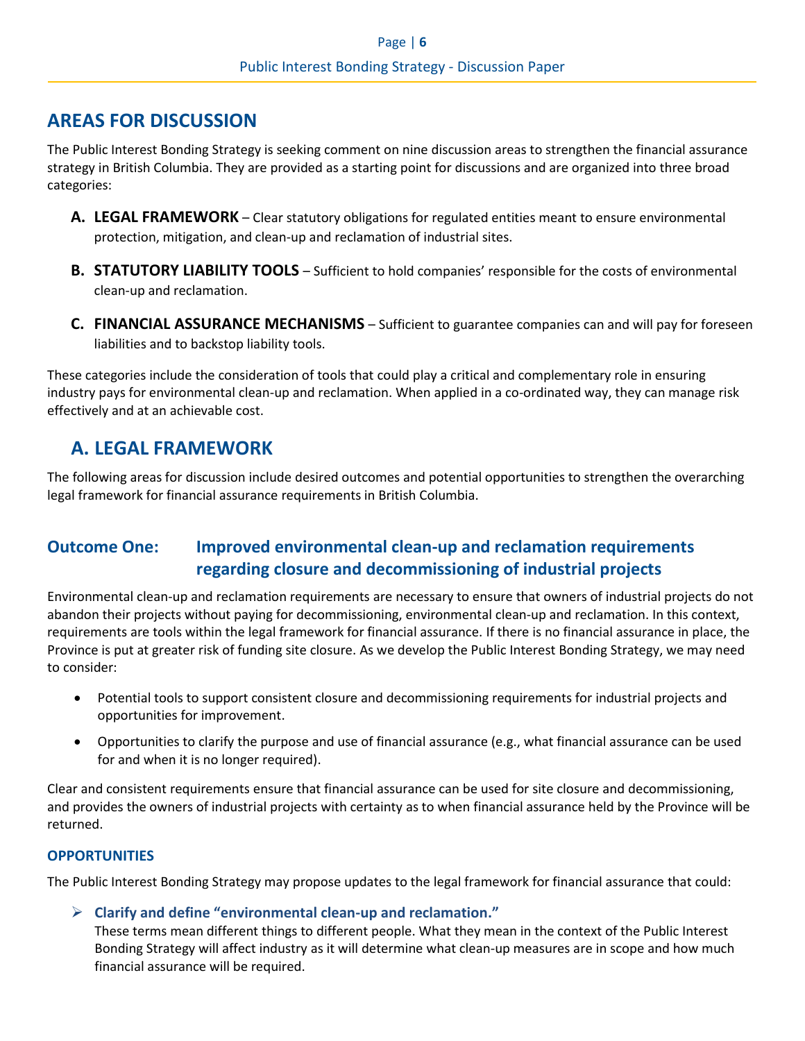## AREAS FOR DISCUSSION

The Public Interest Bonding Strategy is seeking comment on nine discussion areas to strengthen the financial assurance strategy in British Columbia. They are provided as a starting point for discussions and are organized into three broad categories:

- **A. LEGAL FRAMEWORK** – Clear statutory obligations for regulated entities meant to ensure environmental protection, mitigation, and clean-up and reclamation of industrial sites.
- **B. STATUTORY LIABILITY TOOLS** – Sufficient to hold companies' responsible for the costs of environmental clean-up and reclamation.
- **C. FINANCIAL ASSURANCE MECHANISMS** – Sufficient to guarantee companies can and will pay for foreseen liabilities and to backstop liability tools.

These categories include the consideration of tools that could play a critical and complementary role in ensuring industry pays for environmental clean-up and reclamation. When applied in a co-ordinated way, they can manage risk effectively and at an achievable cost.

## A. LEGAL FRAMEWORK

The following areas for discussion include desired outcomes and potential opportunities to strengthen the overarching legal framework for financial assurance requirements in British Columbia.

### Outcome One: Improved environmental clean-up and reclamation requirements regarding closure and decommissioning of industrial projects

Environmental clean-up and reclamation requirements are necessary to ensure that owners of industrial projects do not abandon their projects without paying for decommissioning, environmental clean-up and reclamation. In this context, requirements are tools within the legal framework for financial assurance. If there is no financial assurance in place, the Province is put at greater risk of funding site closure. As we develop the Public Interest Bonding Strategy, we may need to consider:

- Potential tools to support consistent closure and decommissioning requirements for industrial projects and opportunities for improvement.
- Opportunities to clarify the purpose and use of financial assurance (e.g., what financial assurance can be used for and when it is no longer required).

Clear and consistent requirements ensure that financial assurance can be used for site closure and decommissioning, and provides the owners of industrial projects with certainty as to when financial assurance held by the Province will be returned.

#### OPPORTUNITIES

The Public Interest Bonding Strategy may propose updates to the legal framework for financial assurance that could:

- **Clarify and define "environmental clean-up and reclamation."**
  These terms mean different things to different people. What they mean in the context of the Public Interest Bonding Strategy will affect industry as it will determine what clean-up measures are in scope and how much financial assurance will be required.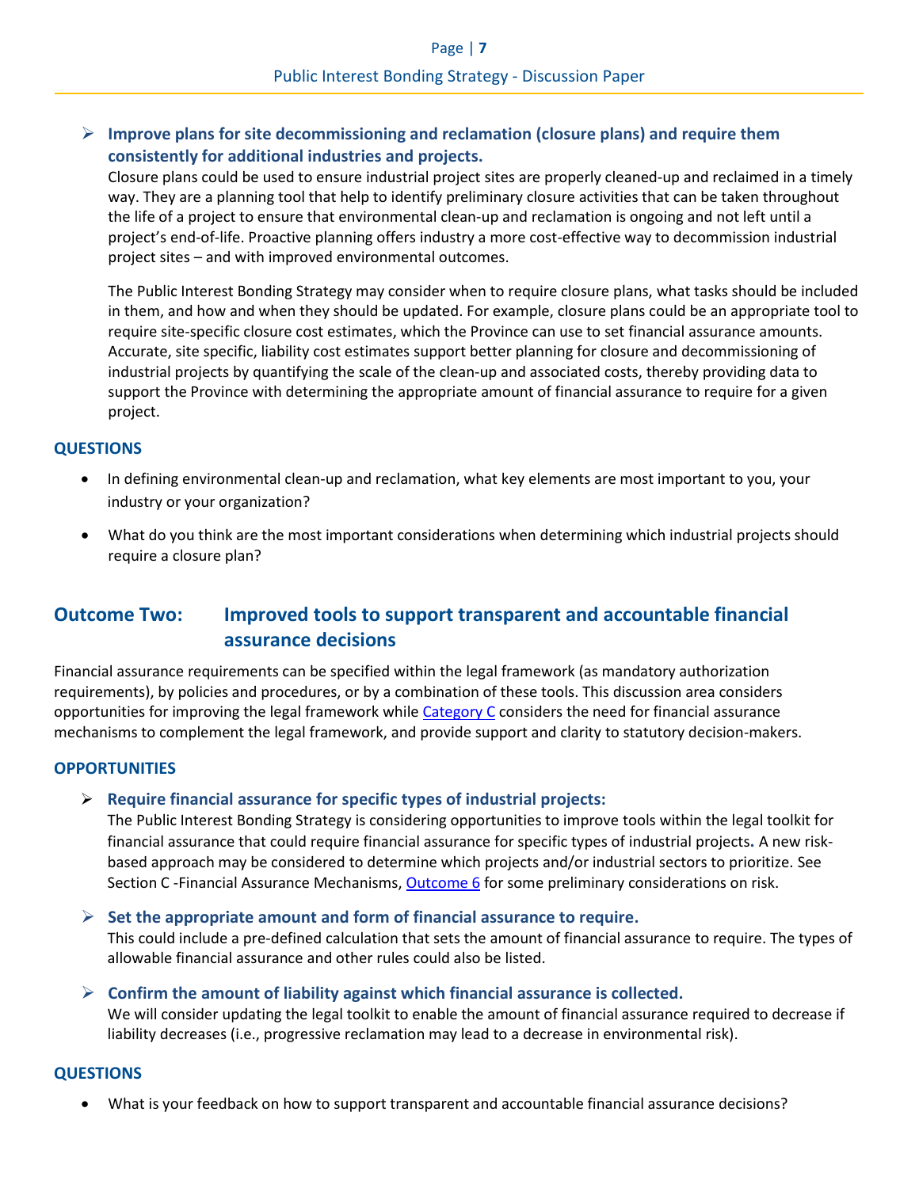- **Improve plans for site decommissioning and reclamation (closure plans) and require them consistently for additional industries and projects.**

  Closure plans could be used to ensure industrial project sites are properly cleaned-up and reclaimed in a timely way. They are a planning tool that help to identify preliminary closure activities that can be taken throughout the life of a project to ensure that environmental clean-up and reclamation is ongoing and not left until a project's end-of-life. Proactive planning offers industry a more cost-effective way to decommission industrial project sites – and with improved environmental outcomes.

  The Public Interest Bonding Strategy may consider when to require closure plans, what tasks should be included in them, and how and when they should be updated. For example, closure plans could be an appropriate tool to require site-specific closure cost estimates, which the Province can use to set financial assurance amounts. Accurate, site specific, liability cost estimates support better planning for closure and decommissioning of industrial projects by quantifying the scale of the clean-up and associated costs, thereby providing data to support the Province with determining the appropriate amount of financial assurance to require for a given project.

### QUESTIONS

- In defining environmental clean-up and reclamation, what key elements are most important to you, your industry or your organization?
- What do you think are the most important considerations when determining which industrial projects should require a closure plan?

## Outcome Two: Improved tools to support transparent and accountable financial assurance decisions

Financial assurance requirements can be specified within the legal framework (as mandatory authorization requirements), by policies and procedures, or by a combination of these tools. This discussion area considers opportunities for improving the legal framework while Category C considers the need for financial assurance mechanisms to complement the legal framework, and provide support and clarity to statutory decision-makers.

### OPPORTUNITIES

- **Require financial assurance for specific types of industrial projects:**

  The Public Interest Bonding Strategy is considering opportunities to improve tools within the legal toolkit for financial assurance that could require financial assurance for specific types of industrial projects. A new risk-based approach may be considered to determine which projects and/or industrial sectors to prioritize. See Section C -Financial Assurance Mechanisms, Outcome 6 for some preliminary considerations on risk.

- **Set the appropriate amount and form of financial assurance to require.**

  This could include a pre-defined calculation that sets the amount of financial assurance to require. The types of allowable financial assurance and other rules could also be listed.

- **Confirm the amount of liability against which financial assurance is collected.**

  We will consider updating the legal toolkit to enable the amount of financial assurance required to decrease if liability decreases (i.e., progressive reclamation may lead to a decrease in environmental risk).

### QUESTIONS

- What is your feedback on how to support transparent and accountable financial assurance decisions?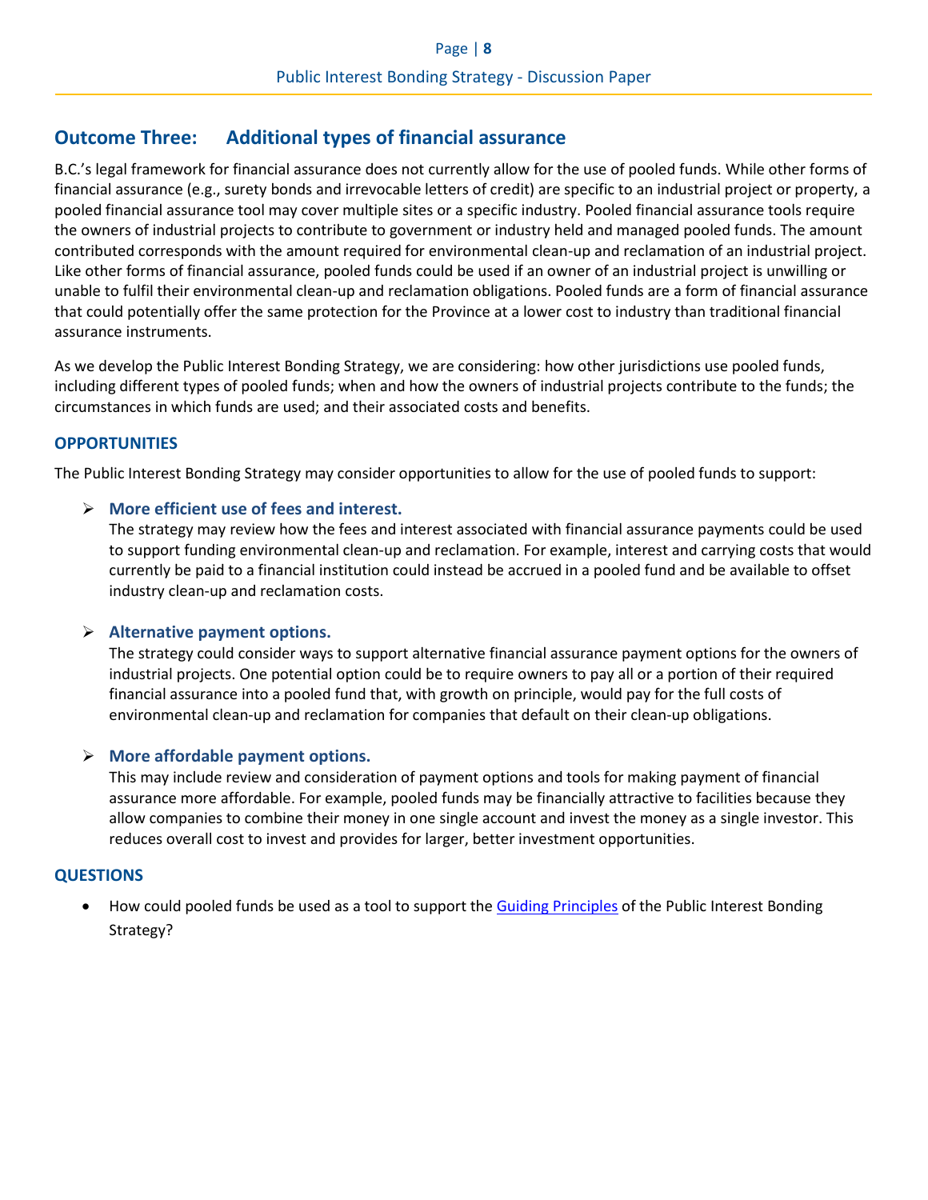## Outcome Three: Additional types of financial assurance

B.C.'s legal framework for financial assurance does not currently allow for the use of pooled funds. While other forms of financial assurance (e.g., surety bonds and irrevocable letters of credit) are specific to an industrial project or property, a pooled financial assurance tool may cover multiple sites or a specific industry. Pooled financial assurance tools require the owners of industrial projects to contribute to government or industry held and managed pooled funds. The amount contributed corresponds with the amount required for environmental clean-up and reclamation of an industrial project. Like other forms of financial assurance, pooled funds could be used if an owner of an industrial project is unwilling or unable to fulfil their environmental clean-up and reclamation obligations. Pooled funds are a form of financial assurance that could potentially offer the same protection for the Province at a lower cost to industry than traditional financial assurance instruments.

As we develop the Public Interest Bonding Strategy, we are considering: how other jurisdictions use pooled funds, including different types of pooled funds; when and how the owners of industrial projects contribute to the funds; the circumstances in which funds are used; and their associated costs and benefits.

### OPPORTUNITIES

The Public Interest Bonding Strategy may consider opportunities to allow for the use of pooled funds to support:

- **More efficient use of fees and interest.**
  The strategy may review how the fees and interest associated with financial assurance payments could be used to support funding environmental clean-up and reclamation. For example, interest and carrying costs that would currently be paid to a financial institution could instead be accrued in a pooled fund and be available to offset industry clean-up and reclamation costs.

- **Alternative payment options.**
  The strategy could consider ways to support alternative financial assurance payment options for the owners of industrial projects. One potential option could be to require owners to pay all or a portion of their required financial assurance into a pooled fund that, with growth on principle, would pay for the full costs of environmental clean-up and reclamation for companies that default on their clean-up obligations.

- **More affordable payment options.**
  This may include review and consideration of payment options and tools for making payment of financial assurance more affordable. For example, pooled funds may be financially attractive to facilities because they allow companies to combine their money in one single account and invest the money as a single investor. This reduces overall cost to invest and provides for larger, better investment opportunities.

### QUESTIONS

- How could pooled funds be used as a tool to support the Guiding Principles of the Public Interest Bonding Strategy?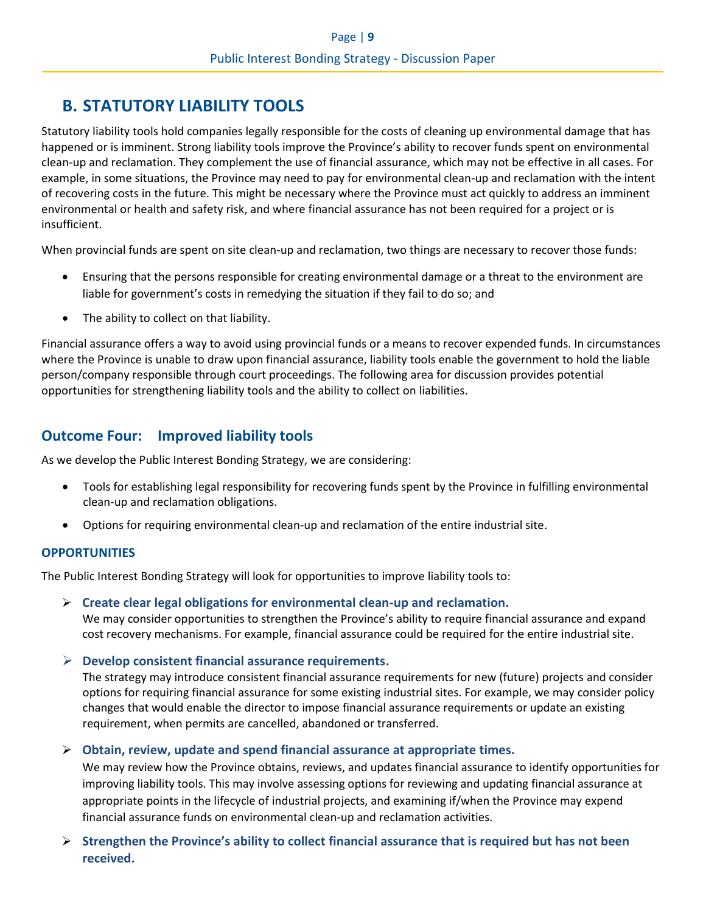## B. STATUTORY LIABILITY TOOLS

Statutory liability tools hold companies legally responsible for the costs of cleaning up environmental damage that has happened or is imminent. Strong liability tools improve the Province's ability to recover funds spent on environmental clean-up and reclamation. They complement the use of financial assurance, which may not be effective in all cases. For example, in some situations, the Province may need to pay for environmental clean-up and reclamation with the intent of recovering costs in the future. This might be necessary where the Province must act quickly to address an imminent environmental or health and safety risk, and where financial assurance has not been required for a project or is insufficient.

When provincial funds are spent on site clean-up and reclamation, two things are necessary to recover those funds:

- Ensuring that the persons responsible for creating environmental damage or a threat to the environment are liable for government's costs in remedying the situation if they fail to do so; and
- The ability to collect on that liability.

Financial assurance offers a way to avoid using provincial funds or a means to recover expended funds. In circumstances where the Province is unable to draw upon financial assurance, liability tools enable the government to hold the liable person/company responsible through court proceedings. The following area for discussion provides potential opportunities for strengthening liability tools and the ability to collect on liabilities.

### Outcome Four: Improved liability tools

As we develop the Public Interest Bonding Strategy, we are considering:

- Tools for establishing legal responsibility for recovering funds spent by the Province in fulfilling environmental clean-up and reclamation obligations.
- Options for requiring environmental clean-up and reclamation of the entire industrial site.

#### OPPORTUNITIES

The Public Interest Bonding Strategy will look for opportunities to improve liability tools to:

- **Create clear legal obligations for environmental clean-up and reclamation.**
  We may consider opportunities to strengthen the Province's ability to require financial assurance and expand cost recovery mechanisms. For example, financial assurance could be required for the entire industrial site.

- **Develop consistent financial assurance requirements.**
  The strategy may introduce consistent financial assurance requirements for new (future) projects and consider options for requiring financial assurance for some existing industrial sites. For example, we may consider policy changes that would enable the director to impose financial assurance requirements or update an existing requirement, when permits are cancelled, abandoned or transferred.

- **Obtain, review, update and spend financial assurance at appropriate times.**
  We may review how the Province obtains, reviews, and updates financial assurance to identify opportunities for improving liability tools. This may involve assessing options for reviewing and updating financial assurance at appropriate points in the lifecycle of industrial projects, and examining if/when the Province may expend financial assurance funds on environmental clean-up and reclamation activities.

- **Strengthen the Province's ability to collect financial assurance that is required but has not been received.**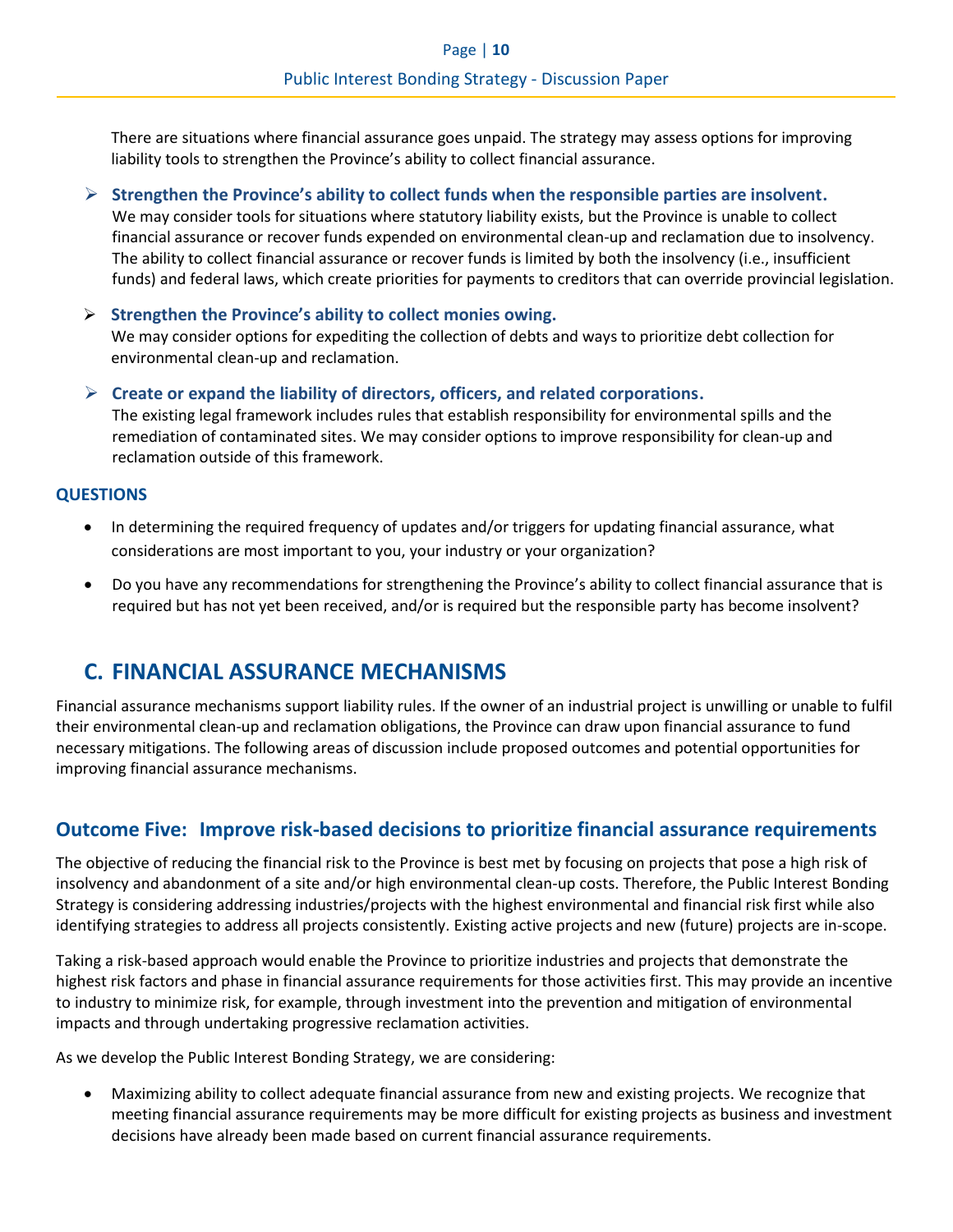There are situations where financial assurance goes unpaid. The strategy may assess options for improving liability tools to strengthen the Province's ability to collect financial assurance.

- **Strengthen the Province's ability to collect funds when the responsible parties are insolvent.** We may consider tools for situations where statutory liability exists, but the Province is unable to collect financial assurance or recover funds expended on environmental clean-up and reclamation due to insolvency. The ability to collect financial assurance or recover funds is limited by both the insolvency (i.e., insufficient funds) and federal laws, which create priorities for payments to creditors that can override provincial legislation.

- **Strengthen the Province's ability to collect monies owing.** We may consider options for expediting the collection of debts and ways to prioritize debt collection for environmental clean-up and reclamation.

- **Create or expand the liability of directors, officers, and related corporations.** The existing legal framework includes rules that establish responsibility for environmental spills and the remediation of contaminated sites. We may consider options to improve responsibility for clean-up and reclamation outside of this framework.

**QUESTIONS**

- In determining the required frequency of updates and/or triggers for updating financial assurance, what considerations are most important to you, your industry or your organization?
- Do you have any recommendations for strengthening the Province's ability to collect financial assurance that is required but has not yet been received, and/or is required but the responsible party has become insolvent?

## C. FINANCIAL ASSURANCE MECHANISMS

Financial assurance mechanisms support liability rules. If the owner of an industrial project is unwilling or unable to fulfil their environmental clean-up and reclamation obligations, the Province can draw upon financial assurance to fund necessary mitigations. The following areas of discussion include proposed outcomes and potential opportunities for improving financial assurance mechanisms.

### Outcome Five: Improve risk-based decisions to prioritize financial assurance requirements

The objective of reducing the financial risk to the Province is best met by focusing on projects that pose a high risk of insolvency and abandonment of a site and/or high environmental clean-up costs. Therefore, the Public Interest Bonding Strategy is considering addressing industries/projects with the highest environmental and financial risk first while also identifying strategies to address all projects consistently. Existing active projects and new (future) projects are in-scope.

Taking a risk-based approach would enable the Province to prioritize industries and projects that demonstrate the highest risk factors and phase in financial assurance requirements for those activities first. This may provide an incentive to industry to minimize risk, for example, through investment into the prevention and mitigation of environmental impacts and through undertaking progressive reclamation activities.

As we develop the Public Interest Bonding Strategy, we are considering:

- Maximizing ability to collect adequate financial assurance from new and existing projects. We recognize that meeting financial assurance requirements may be more difficult for existing projects as business and investment decisions have already been made based on current financial assurance requirements.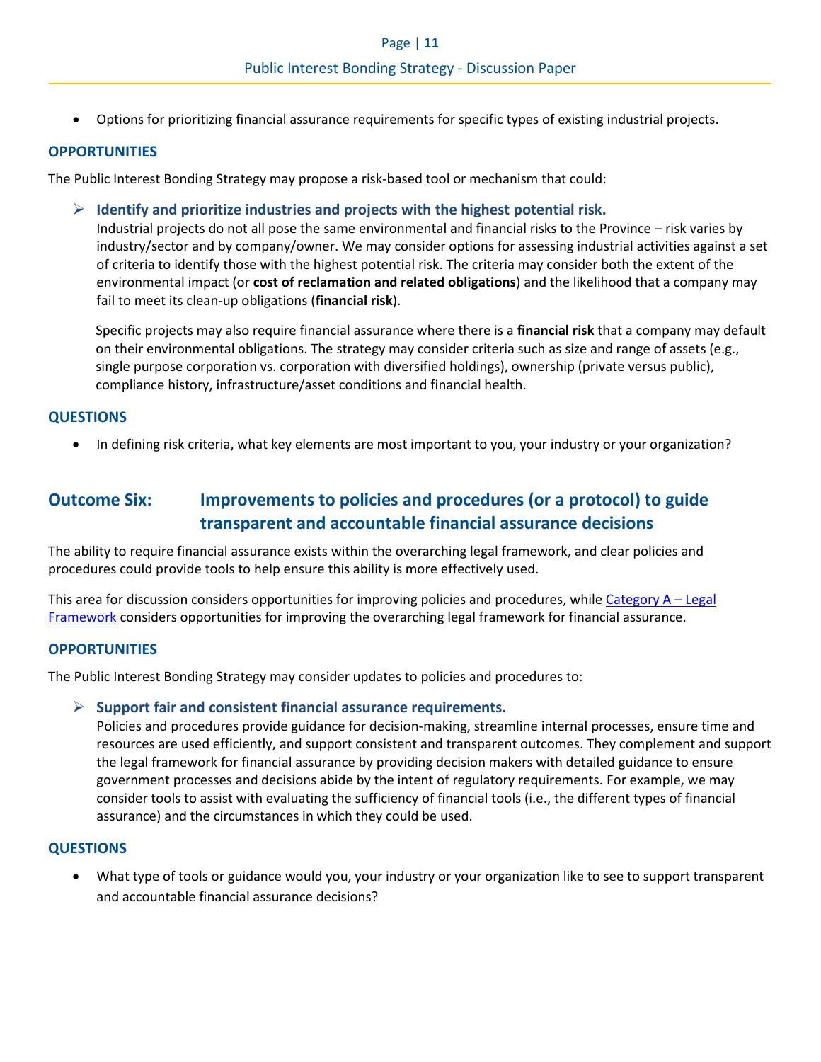- Options for prioritizing financial assurance requirements for specific types of existing industrial projects.

### OPPORTUNITIES

The Public Interest Bonding Strategy may propose a risk-based tool or mechanism that could:

- **Identify and prioritize industries and projects with the highest potential risk.**
  Industrial projects do not all pose the same environmental and financial risks to the Province – risk varies by industry/sector and by company/owner. We may consider options for assessing industrial activities against a set of criteria to identify those with the highest potential risk. The criteria may consider both the extent of the environmental impact (or **cost of reclamation and related obligations**) and the likelihood that a company may fail to meet its clean-up obligations (**financial risk**).

  Specific projects may also require financial assurance where there is a **financial risk** that a company may default on their environmental obligations. The strategy may consider criteria such as size and range of assets (e.g., single purpose corporation vs. corporation with diversified holdings), ownership (private versus public), compliance history, infrastructure/asset conditions and financial health.

### QUESTIONS

- In defining risk criteria, what key elements are most important to you, your industry or your organization?

## Outcome Six: Improvements to policies and procedures (or a protocol) to guide transparent and accountable financial assurance decisions

The ability to require financial assurance exists within the overarching legal framework, and clear policies and procedures could provide tools to help ensure this ability is more effectively used.

This area for discussion considers opportunities for improving policies and procedures, while Category A – Legal Framework considers opportunities for improving the overarching legal framework for financial assurance.

### OPPORTUNITIES

The Public Interest Bonding Strategy may consider updates to policies and procedures to:

- **Support fair and consistent financial assurance requirements.**
  Policies and procedures provide guidance for decision-making, streamline internal processes, ensure time and resources are used efficiently, and support consistent and transparent outcomes. They complement and support the legal framework for financial assurance by providing decision makers with detailed guidance to ensure government processes and decisions abide by the intent of regulatory requirements. For example, we may consider tools to assist with evaluating the sufficiency of financial tools (i.e., the different types of financial assurance) and the circumstances in which they could be used.

### QUESTIONS

- What type of tools or guidance would you, your industry or your organization like to see to support transparent and accountable financial assurance decisions?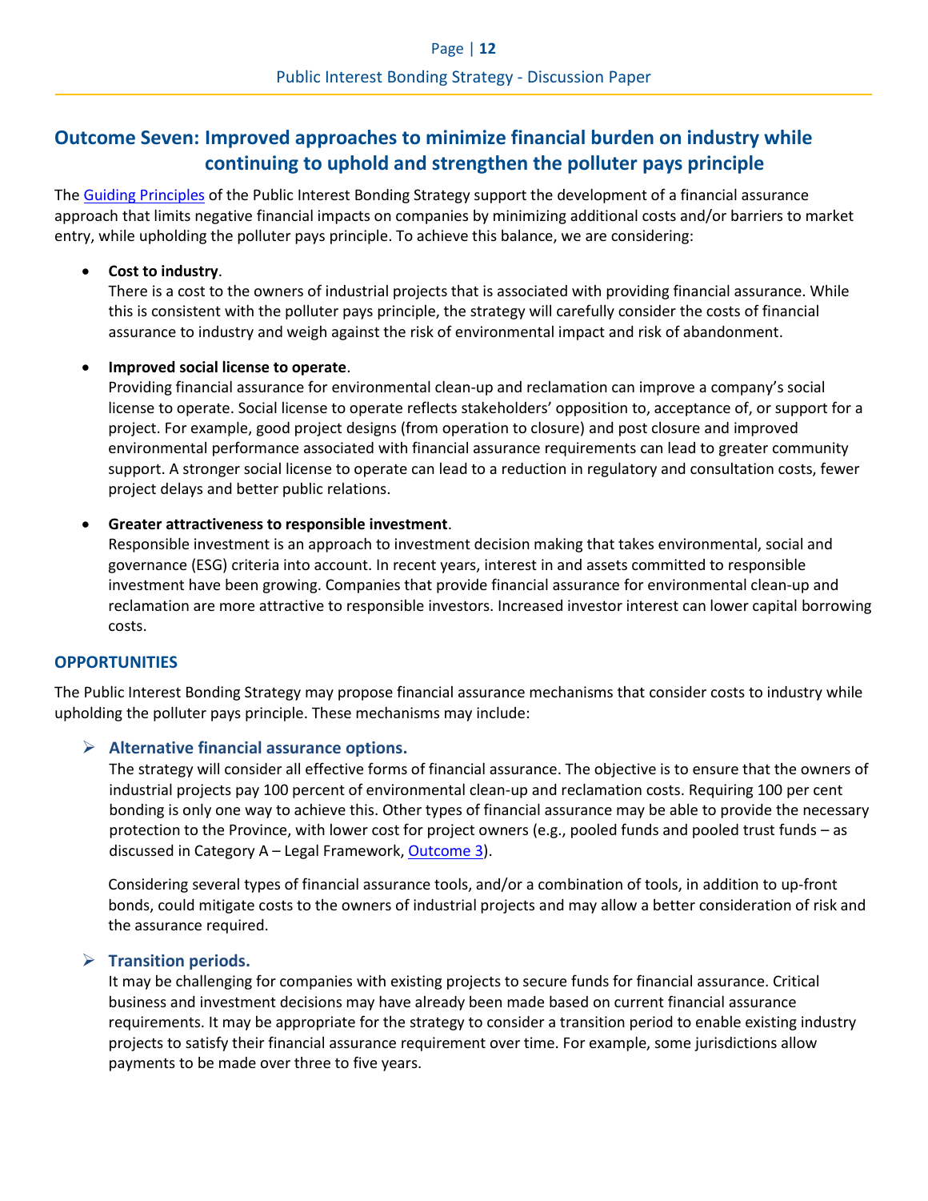## Outcome Seven: Improved approaches to minimize financial burden on industry while continuing to uphold and strengthen the polluter pays principle

The Guiding Principles of the Public Interest Bonding Strategy support the development of a financial assurance approach that limits negative financial impacts on companies by minimizing additional costs and/or barriers to market entry, while upholding the polluter pays principle. To achieve this balance, we are considering:

- **Cost to industry**.
  There is a cost to the owners of industrial projects that is associated with providing financial assurance. While this is consistent with the polluter pays principle, the strategy will carefully consider the costs of financial assurance to industry and weigh against the risk of environmental impact and risk of abandonment.

- **Improved social license to operate**.
  Providing financial assurance for environmental clean-up and reclamation can improve a company's social license to operate. Social license to operate reflects stakeholders' opposition to, acceptance of, or support for a project. For example, good project designs (from operation to closure) and post closure and improved environmental performance associated with financial assurance requirements can lead to greater community support. A stronger social license to operate can lead to a reduction in regulatory and consultation costs, fewer project delays and better public relations.

- **Greater attractiveness to responsible investment**.
  Responsible investment is an approach to investment decision making that takes environmental, social and governance (ESG) criteria into account. In recent years, interest in and assets committed to responsible investment have been growing. Companies that provide financial assurance for environmental clean-up and reclamation are more attractive to responsible investors. Increased investor interest can lower capital borrowing costs.

### OPPORTUNITIES

The Public Interest Bonding Strategy may propose financial assurance mechanisms that consider costs to industry while upholding the polluter pays principle. These mechanisms may include:

- **Alternative financial assurance options.**
  The strategy will consider all effective forms of financial assurance. The objective is to ensure that the owners of industrial projects pay 100 percent of environmental clean-up and reclamation costs. Requiring 100 per cent bonding is only one way to achieve this. Other types of financial assurance may be able to provide the necessary protection to the Province, with lower cost for project owners (e.g., pooled funds and pooled trust funds – as discussed in Category A – Legal Framework, Outcome 3).

  Considering several types of financial assurance tools, and/or a combination of tools, in addition to up-front bonds, could mitigate costs to the owners of industrial projects and may allow a better consideration of risk and the assurance required.

- **Transition periods.**
  It may be challenging for companies with existing projects to secure funds for financial assurance. Critical business and investment decisions may have already been made based on current financial assurance requirements. It may be appropriate for the strategy to consider a transition period to enable existing industry projects to satisfy their financial assurance requirement over time. For example, some jurisdictions allow payments to be made over three to five years.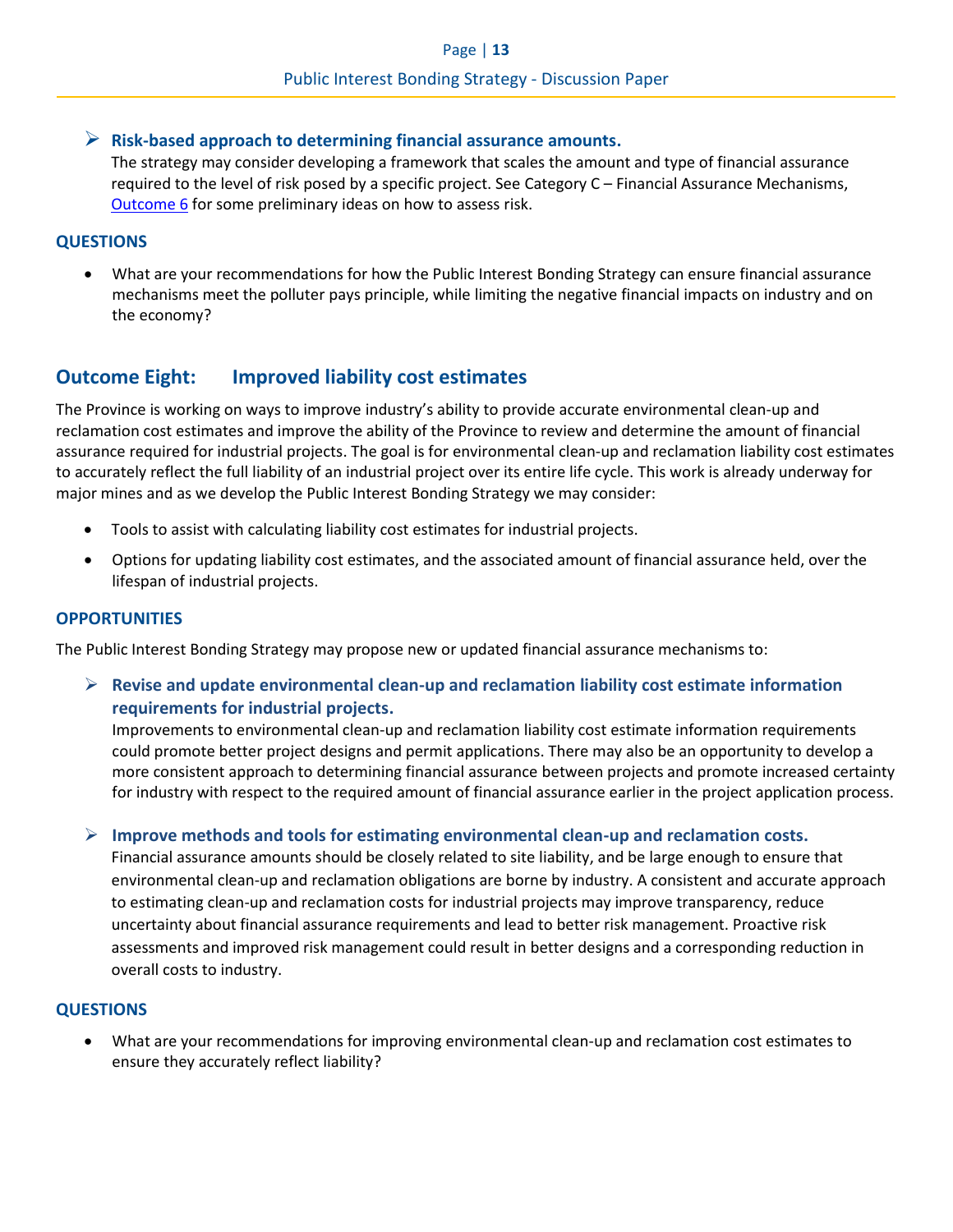- **Risk-based approach to determining financial assurance amounts.**
  The strategy may consider developing a framework that scales the amount and type of financial assurance required to the level of risk posed by a specific project. See Category C – Financial Assurance Mechanisms, [Outcome 6] for some preliminary ideas on how to assess risk.

### QUESTIONS

- What are your recommendations for how the Public Interest Bonding Strategy can ensure financial assurance mechanisms meet the polluter pays principle, while limiting the negative financial impacts on industry and on the economy?

## Outcome Eight: Improved liability cost estimates

The Province is working on ways to improve industry's ability to provide accurate environmental clean-up and reclamation cost estimates and improve the ability of the Province to review and determine the amount of financial assurance required for industrial projects. The goal is for environmental clean-up and reclamation liability cost estimates to accurately reflect the full liability of an industrial project over its entire life cycle. This work is already underway for major mines and as we develop the Public Interest Bonding Strategy we may consider:

- Tools to assist with calculating liability cost estimates for industrial projects.
- Options for updating liability cost estimates, and the associated amount of financial assurance held, over the lifespan of industrial projects.

### OPPORTUNITIES

The Public Interest Bonding Strategy may propose new or updated financial assurance mechanisms to:

- **Revise and update environmental clean-up and reclamation liability cost estimate information requirements for industrial projects.**
  Improvements to environmental clean-up and reclamation liability cost estimate information requirements could promote better project designs and permit applications. There may also be an opportunity to develop a more consistent approach to determining financial assurance between projects and promote increased certainty for industry with respect to the required amount of financial assurance earlier in the project application process.

- **Improve methods and tools for estimating environmental clean-up and reclamation costs.**
  Financial assurance amounts should be closely related to site liability, and be large enough to ensure that environmental clean-up and reclamation obligations are borne by industry. A consistent and accurate approach to estimating clean-up and reclamation costs for industrial projects may improve transparency, reduce uncertainty about financial assurance requirements and lead to better risk management. Proactive risk assessments and improved risk management could result in better designs and a corresponding reduction in overall costs to industry.

### QUESTIONS

- What are your recommendations for improving environmental clean-up and reclamation cost estimates to ensure they accurately reflect liability?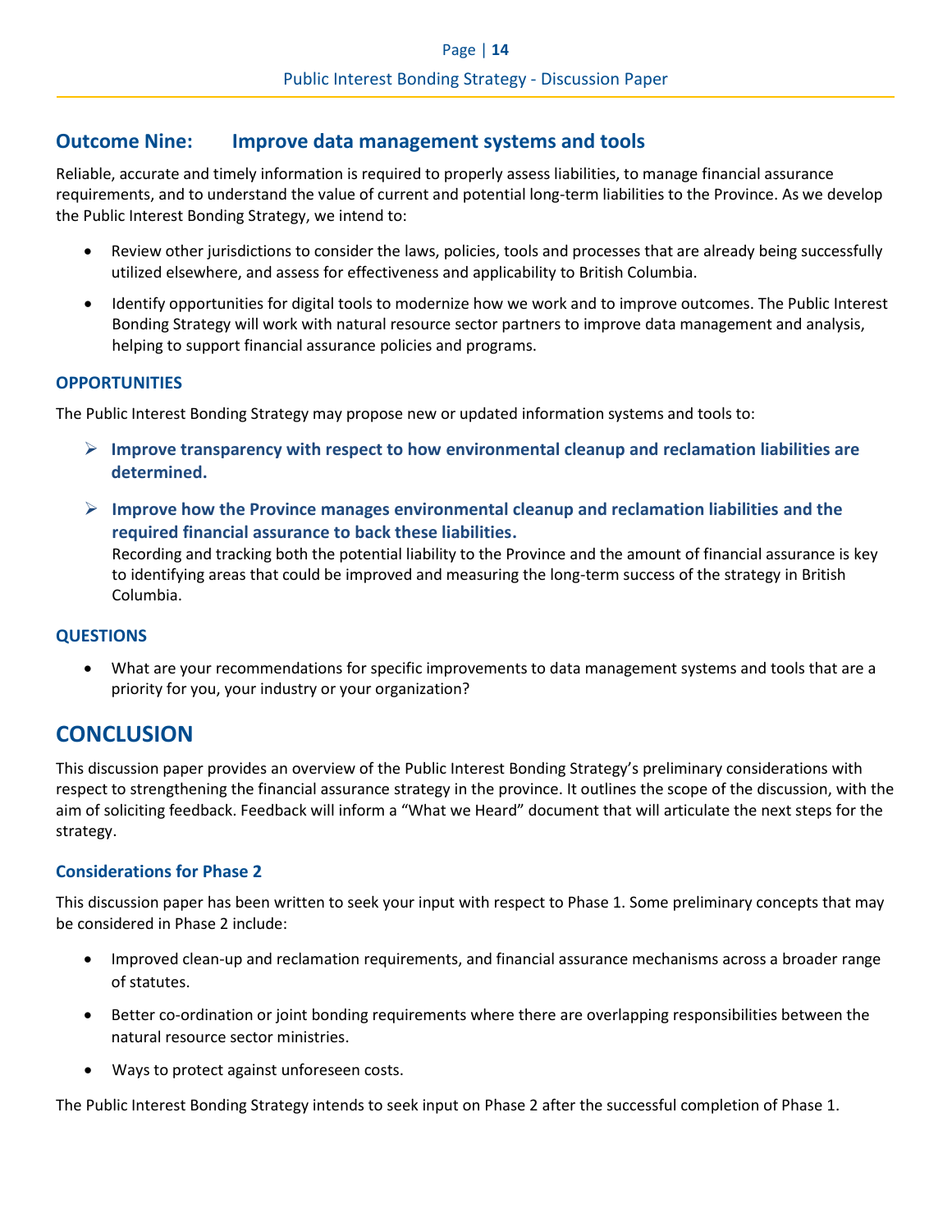## Outcome Nine: Improve data management systems and tools

Reliable, accurate and timely information is required to properly assess liabilities, to manage financial assurance requirements, and to understand the value of current and potential long-term liabilities to the Province. As we develop the Public Interest Bonding Strategy, we intend to:

- Review other jurisdictions to consider the laws, policies, tools and processes that are already being successfully utilized elsewhere, and assess for effectiveness and applicability to British Columbia.
- Identify opportunities for digital tools to modernize how we work and to improve outcomes. The Public Interest Bonding Strategy will work with natural resource sector partners to improve data management and analysis, helping to support financial assurance policies and programs.

### OPPORTUNITIES

The Public Interest Bonding Strategy may propose new or updated information systems and tools to:

- **Improve transparency with respect to how environmental cleanup and reclamation liabilities are determined.**
- **Improve how the Province manages environmental cleanup and reclamation liabilities and the required financial assurance to back these liabilities.**
  Recording and tracking both the potential liability to the Province and the amount of financial assurance is key to identifying areas that could be improved and measuring the long-term success of the strategy in British Columbia.

### QUESTIONS

- What are your recommendations for specific improvements to data management systems and tools that are a priority for you, your industry or your organization?

# CONCLUSION

This discussion paper provides an overview of the Public Interest Bonding Strategy's preliminary considerations with respect to strengthening the financial assurance strategy in the province. It outlines the scope of the discussion, with the aim of soliciting feedback. Feedback will inform a "What we Heard" document that will articulate the next steps for the strategy.

### Considerations for Phase 2

This discussion paper has been written to seek your input with respect to Phase 1. Some preliminary concepts that may be considered in Phase 2 include:

- Improved clean-up and reclamation requirements, and financial assurance mechanisms across a broader range of statutes.
- Better co-ordination or joint bonding requirements where there are overlapping responsibilities between the natural resource sector ministries.
- Ways to protect against unforeseen costs.

The Public Interest Bonding Strategy intends to seek input on Phase 2 after the successful completion of Phase 1.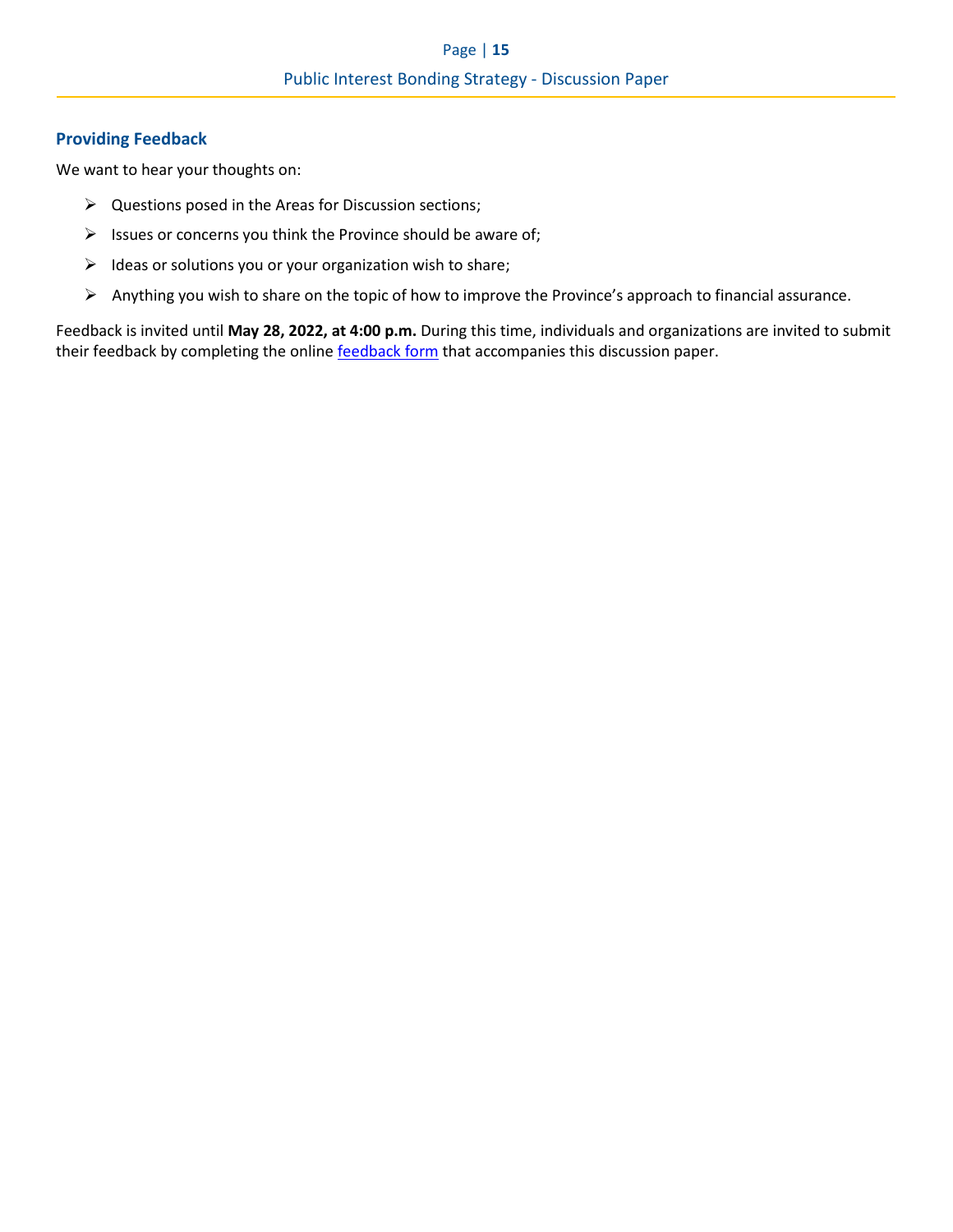## Providing Feedback

We want to hear your thoughts on:

- Questions posed in the Areas for Discussion sections;
- Issues or concerns you think the Province should be aware of;
- Ideas or solutions you or your organization wish to share;
- Anything you wish to share on the topic of how to improve the Province's approach to financial assurance.

Feedback is invited until **May 28, 2022, at 4:00 p.m.** During this time, individuals and organizations are invited to submit their feedback by completing the online feedback form that accompanies this discussion paper.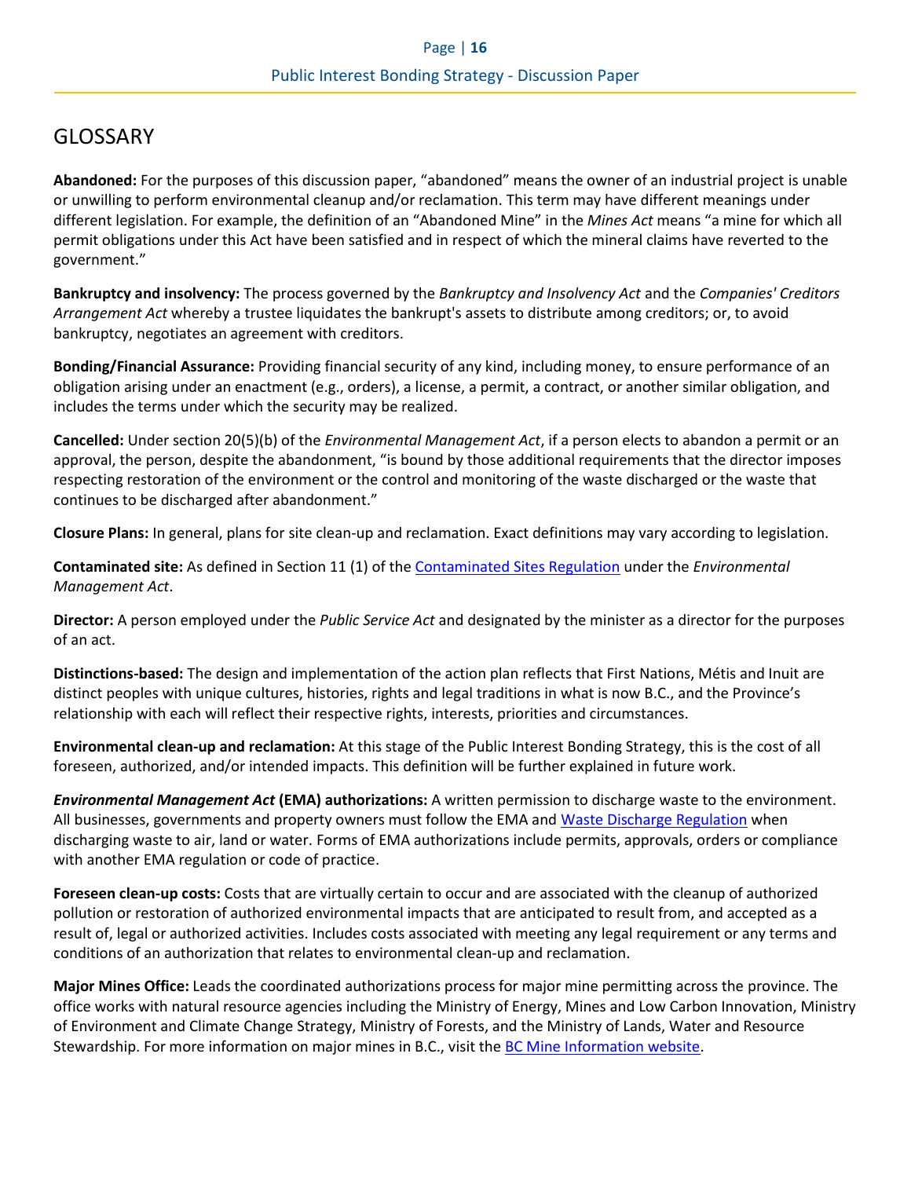# GLOSSARY

**Abandoned:** For the purposes of this discussion paper, "abandoned" means the owner of an industrial project is unable or unwilling to perform environmental cleanup and/or reclamation. This term may have different meanings under different legislation. For example, the definition of an "Abandoned Mine" in the *Mines Act* means "a mine for which all permit obligations under this Act have been satisfied and in respect of which the mineral claims have reverted to the government."

**Bankruptcy and insolvency:** The process governed by the *Bankruptcy and Insolvency Act* and the *Companies' Creditors Arrangement Act* whereby a trustee liquidates the bankrupt's assets to distribute among creditors; or, to avoid bankruptcy, negotiates an agreement with creditors.

**Bonding/Financial Assurance:** Providing financial security of any kind, including money, to ensure performance of an obligation arising under an enactment (e.g., orders), a license, a permit, a contract, or another similar obligation, and includes the terms under which the security may be realized.

**Cancelled:** Under section 20(5)(b) of the *Environmental Management Act*, if a person elects to abandon a permit or an approval, the person, despite the abandonment, "is bound by those additional requirements that the director imposes respecting restoration of the environment or the control and monitoring of the waste discharged or the waste that continues to be discharged after abandonment."

**Closure Plans:** In general, plans for site clean-up and reclamation. Exact definitions may vary according to legislation.

**Contaminated site:** As defined in Section 11 (1) of the [Contaminated Sites Regulation] under the *Environmental Management Act*.

**Director:** A person employed under the *Public Service Act* and designated by the minister as a director for the purposes of an act.

**Distinctions-based:** The design and implementation of the action plan reflects that First Nations, Métis and Inuit are distinct peoples with unique cultures, histories, rights and legal traditions in what is now B.C., and the Province's relationship with each will reflect their respective rights, interests, priorities and circumstances.

**Environmental clean-up and reclamation:** At this stage of the Public Interest Bonding Strategy, this is the cost of all foreseen, authorized, and/or intended impacts. This definition will be further explained in future work.

***Environmental Management Act* (EMA) authorizations:** A written permission to discharge waste to the environment. All businesses, governments and property owners must follow the EMA and [Waste Discharge Regulation] when discharging waste to air, land or water. Forms of EMA authorizations include permits, approvals, orders or compliance with another EMA regulation or code of practice.

**Foreseen clean-up costs:** Costs that are virtually certain to occur and are associated with the cleanup of authorized pollution or restoration of authorized environmental impacts that are anticipated to result from, and accepted as a result of, legal or authorized activities. Includes costs associated with meeting any legal requirement or any terms and conditions of an authorization that relates to environmental clean-up and reclamation.

**Major Mines Office:** Leads the coordinated authorizations process for major mine permitting across the province. The office works with natural resource agencies including the Ministry of Energy, Mines and Low Carbon Innovation, Ministry of Environment and Climate Change Strategy, Ministry of Forests, and the Ministry of Lands, Water and Resource Stewardship. For more information on major mines in B.C., visit the [BC Mine Information website].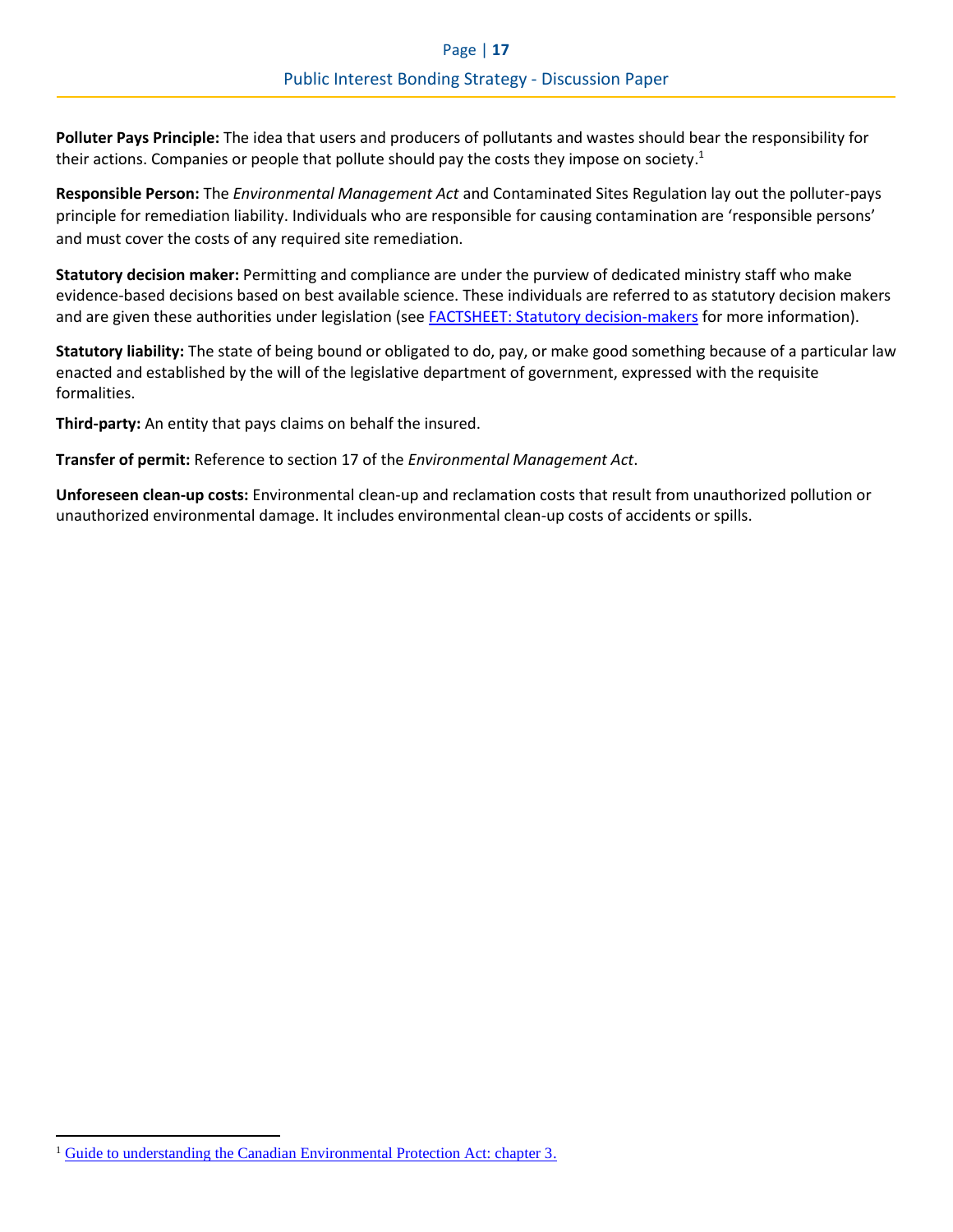**Polluter Pays Principle:** The idea that users and producers of pollutants and wastes should bear the responsibility for their actions. Companies or people that pollute should pay the costs they impose on society.[1]

**Responsible Person:** The *Environmental Management Act* and Contaminated Sites Regulation lay out the polluter-pays principle for remediation liability. Individuals who are responsible for causing contamination are 'responsible persons' and must cover the costs of any required site remediation.

**Statutory decision maker:** Permitting and compliance are under the purview of dedicated ministry staff who make evidence-based decisions based on best available science. These individuals are referred to as statutory decision makers and are given these authorities under legislation (see [FACTSHEET: Statutory decision-makers]() for more information).

**Statutory liability:** The state of being bound or obligated to do, pay, or make good something because of a particular law enacted and established by the will of the legislative department of government, expressed with the requisite formalities.

**Third-party:** An entity that pays claims on behalf the insured.

**Transfer of permit:** Reference to section 17 of the *Environmental Management Act*.

**Unforeseen clean-up costs:** Environmental clean-up and reclamation costs that result from unauthorized pollution or unauthorized environmental damage. It includes environmental clean-up costs of accidents or spills.

---

[1] [Guide to understanding the Canadian Environmental Protection Act: chapter 3.]()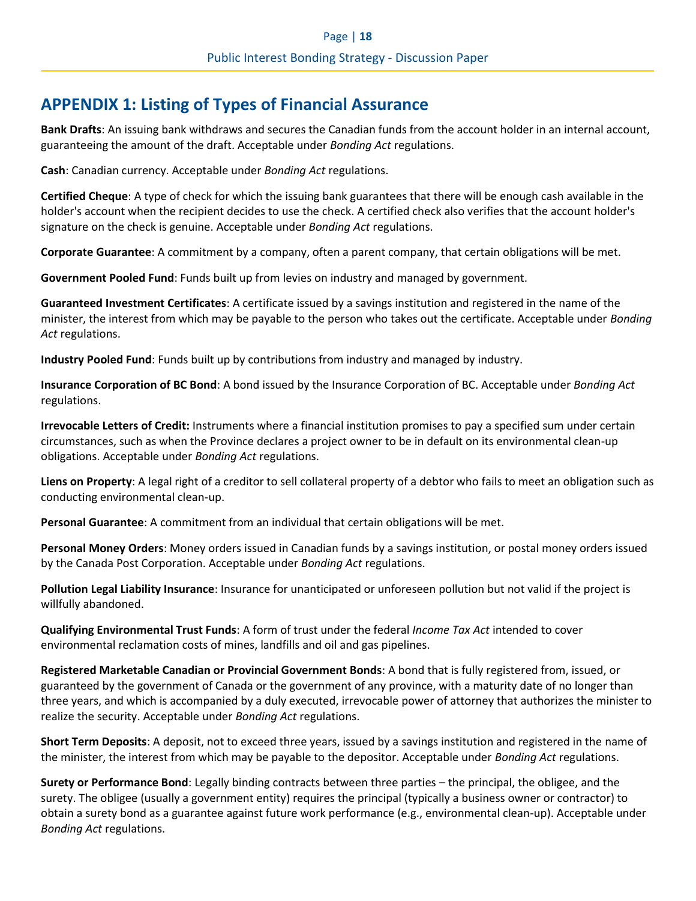## APPENDIX 1: Listing of Types of Financial Assurance

**Bank Drafts**: An issuing bank withdraws and secures the Canadian funds from the account holder in an internal account, guaranteeing the amount of the draft. Acceptable under *Bonding Act* regulations.

**Cash**: Canadian currency. Acceptable under *Bonding Act* regulations.

**Certified Cheque**: A type of check for which the issuing bank guarantees that there will be enough cash available in the holder's account when the recipient decides to use the check. A certified check also verifies that the account holder's signature on the check is genuine. Acceptable under *Bonding Act* regulations.

**Corporate Guarantee**: A commitment by a company, often a parent company, that certain obligations will be met.

**Government Pooled Fund**: Funds built up from levies on industry and managed by government.

**Guaranteed Investment Certificates**: A certificate issued by a savings institution and registered in the name of the minister, the interest from which may be payable to the person who takes out the certificate. Acceptable under *Bonding Act* regulations.

**Industry Pooled Fund**: Funds built up by contributions from industry and managed by industry.

**Insurance Corporation of BC Bond**: A bond issued by the Insurance Corporation of BC. Acceptable under *Bonding Act* regulations.

**Irrevocable Letters of Credit:** Instruments where a financial institution promises to pay a specified sum under certain circumstances, such as when the Province declares a project owner to be in default on its environmental clean-up obligations. Acceptable under *Bonding Act* regulations.

**Liens on Property**: A legal right of a creditor to sell collateral property of a debtor who fails to meet an obligation such as conducting environmental clean-up.

**Personal Guarantee**: A commitment from an individual that certain obligations will be met.

**Personal Money Orders**: Money orders issued in Canadian funds by a savings institution, or postal money orders issued by the Canada Post Corporation. Acceptable under *Bonding Act* regulations.

**Pollution Legal Liability Insurance**: Insurance for unanticipated or unforeseen pollution but not valid if the project is willfully abandoned.

**Qualifying Environmental Trust Funds**: A form of trust under the federal *Income Tax Act* intended to cover environmental reclamation costs of mines, landfills and oil and gas pipelines.

**Registered Marketable Canadian or Provincial Government Bonds**: A bond that is fully registered from, issued, or guaranteed by the government of Canada or the government of any province, with a maturity date of no longer than three years, and which is accompanied by a duly executed, irrevocable power of attorney that authorizes the minister to realize the security. Acceptable under *Bonding Act* regulations.

**Short Term Deposits**: A deposit, not to exceed three years, issued by a savings institution and registered in the name of the minister, the interest from which may be payable to the depositor. Acceptable under *Bonding Act* regulations.

**Surety or Performance Bond**: Legally binding contracts between three parties – the principal, the obligee, and the surety. The obligee (usually a government entity) requires the principal (typically a business owner or contractor) to obtain a surety bond as a guarantee against future work performance (e.g., environmental clean-up). Acceptable under *Bonding Act* regulations.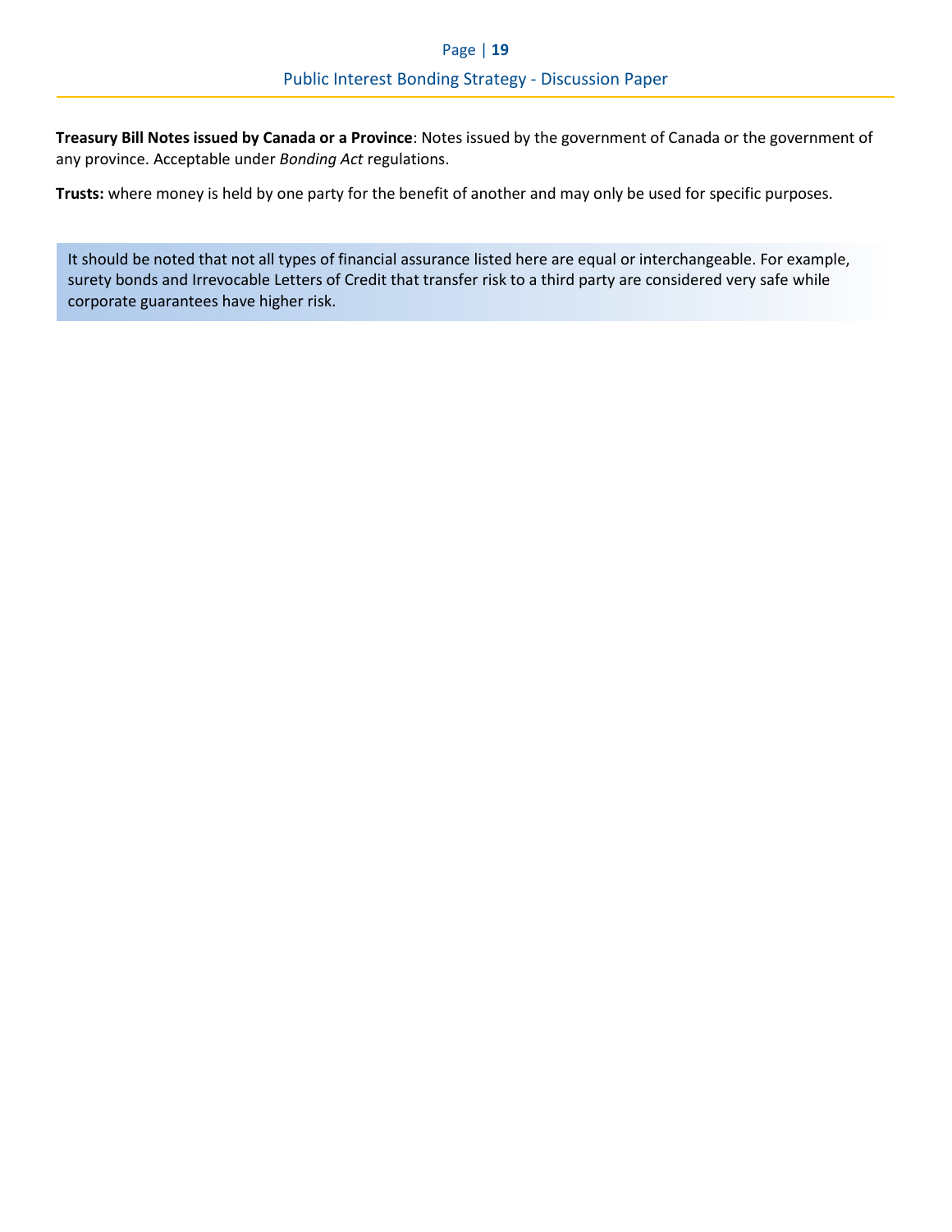**Treasury Bill Notes issued by Canada or a Province**: Notes issued by the government of Canada or the government of any province. Acceptable under *Bonding Act* regulations.

**Trusts:** where money is held by one party for the benefit of another and may only be used for specific purposes.

> It should be noted that not all types of financial assurance listed here are equal or interchangeable. For example, surety bonds and Irrevocable Letters of Credit that transfer risk to a third party are considered very safe while corporate guarantees have higher risk.